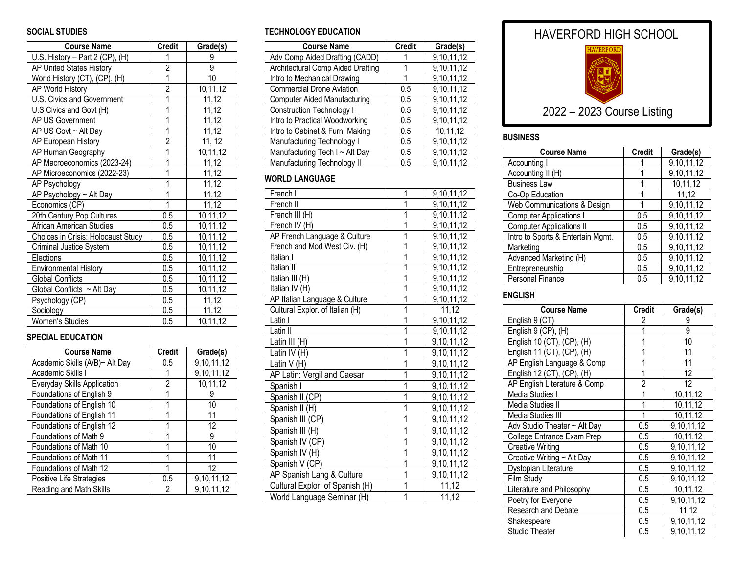# HAVERFORD HIGH SCHOOL

## 2022 – 2023 Course Listing

### SOCIAL STUDIES

| Course Name | Credit | Grade(s) |
|---|---|---|
| U.S. History – Part 2 (CP), (H) | 1 | 9 |
| AP United States History | 2 | 9 |
| World History (CT), (CP), (H) | 1 | 10 |
| AP World History | 2 | 10,11,12 |
| U.S. Civics and Government | 1 | 11,12 |
| U.S Civics and Govt (H) | 1 | 11,12 |
| AP US Government | 1 | 11,12 |
| AP US Govt ~ Alt Day | 1 | 11,12 |
| AP European History | 2 | 11, 12 |
| AP Human Geography | 1 | 10,11,12 |
| AP Macroeconomics (2023-24) | 1 | 11,12 |
| AP Microeconomics (2022-23) | 1 | 11,12 |
| AP Psychology | 1 | 11,12 |
| AP Psychology ~ Alt Day | 1 | 11,12 |
| Economics (CP) | 1 | 11,12 |
| 20th Century Pop Cultures | 0.5 | 10,11,12 |
| African American Studies | 0.5 | 10,11,12 |
| Choices in Crisis: Holocaust Study | 0.5 | 10,11,12 |
| Criminal Justice System | 0.5 | 10,11,12 |
| Elections | 0.5 | 10,11,12 |
| Environmental History | 0.5 | 10,11,12 |
| Global Conflicts | 0.5 | 10,11,12 |
| Global Conflicts ~ Alt Day | 0.5 | 10,11,12 |
| Psychology (CP) | 0.5 | 11,12 |
| Sociology | 0.5 | 11,12 |
| Women's Studies | 0.5 | 10,11,12 |

### SPECIAL EDUCATION

| Course Name | Credit | Grade(s) |
|---|---|---|
| Academic Skills (A/B)~ Alt Day | 0.5 | 9,10,11,12 |
| Academic Skills I | 1 | 9,10,11,12 |
| Everyday Skills Application | 2 | 10,11,12 |
| Foundations of English 9 | 1 | 9 |
| Foundations of English 10 | 1 | 10 |
| Foundations of English 11 | 1 | 11 |
| Foundations of English 12 | 1 | 12 |
| Foundations of Math 9 | 1 | 9 |
| Foundations of Math 10 | 1 | 10 |
| Foundations of Math 11 | 1 | 11 |
| Foundations of Math 12 | 1 | 12 |
| Positive Life Strategies | 0.5 | 9,10,11,12 |
| Reading and Math Skills | 2 | 9,10,11,12 |

### TECHNOLOGY EDUCATION

| Course Name | Credit | Grade(s) |
|---|---|---|
| Adv Comp Aided Drafting (CADD) | 1 | 9,10,11,12 |
| Architectural Comp Aided Drafting | 1 | 9,10,11,12 |
| Intro to Mechanical Drawing | 1 | 9,10,11,12 |
| Commercial Drone Aviation | 0.5 | 9,10,11,12 |
| Computer Aided Manufacturing | 0.5 | 9,10,11,12 |
| Construction Technology I | 0.5 | 9,10,11,12 |
| Intro to Practical Woodworking | 0.5 | 9,10,11,12 |
| Intro to Cabinet & Furn. Making | 0.5 | 10,11,12 |
| Manufacturing Technology I | 0.5 | 9,10,11,12 |
| Manufacturing Tech I ~ Alt Day | 0.5 | 9,10,11,12 |
| Manufacturing Technology II | 0.5 | 9,10,11,12 |

### WORLD LANGUAGE

| Course Name | Credit | Grade(s) |
|---|---|---|
| French I | 1 | 9,10,11,12 |
| French II | 1 | 9,10,11,12 |
| French III (H) | 1 | 9,10,11,12 |
| French IV (H) | 1 | 9,10,11,12 |
| AP French Language & Culture | 1 | 9,10,11,12 |
| French and Mod West Civ. (H) | 1 | 9,10,11,12 |
| Italian I | 1 | 9,10,11,12 |
| Italian II | 1 | 9,10,11,12 |
| Italian III (H) | 1 | 9,10,11,12 |
| Italian IV (H) | 1 | 9,10,11,12 |
| AP Italian Language & Culture | 1 | 9,10,11,12 |
| Cultural Explor. of Italian (H) | 1 | 11,12 |
| Latin I | 1 | 9,10,11,12 |
| Latin II | 1 | 9,10,11,12 |
| Latin III (H) | 1 | 9,10,11,12 |
| Latin IV (H) | 1 | 9,10,11,12 |
| Latin V (H) | 1 | 9,10,11,12 |
| AP Latin: Vergil and Caesar | 1 | 9,10,11,12 |
| Spanish I | 1 | 9,10,11,12 |
| Spanish II (CP) | 1 | 9,10,11,12 |
| Spanish II (H) | 1 | 9,10,11,12 |
| Spanish III (CP) | 1 | 9,10,11,12 |
| Spanish III (H) | 1 | 9,10,11,12 |
| Spanish IV (CP) | 1 | 9,10,11,12 |
| Spanish IV (H) | 1 | 9,10,11,12 |
| Spanish V (CP) | 1 | 9,10,11,12 |
| AP Spanish Lang & Culture | 1 | 9,10,11,12 |
| Cultural Explor. of Spanish (H) | 1 | 11,12 |
| World Language Seminar (H) | 1 | 11,12 |

### BUSINESS

| Course Name | Credit | Grade(s) |
|---|---|---|
| Accounting I | 1 | 9,10,11,12 |
| Accounting II (H) | 1 | 9,10,11,12 |
| Business Law | 1 | 10,11,12 |
| Co-Op Education | 1 | 11,12 |
| Web Communications & Design | 1 | 9,10,11,12 |
| Computer Applications I | 0.5 | 9,10,11,12 |
| Computer Applications II | 0.5 | 9,10,11,12 |
| Intro to Sports & Entertain Mgmt. | 0.5 | 9,10,11,12 |
| Marketing | 0.5 | 9,10,11,12 |
| Advanced Marketing (H) | 0.5 | 9,10,11,12 |
| Entrepreneurship | 0.5 | 9,10,11,12 |
| Personal Finance | 0.5 | 9,10,11,12 |

### ENGLISH

| Course Name | Credit | Grade(s) |
|---|---|---|
| English 9 (CT) | 2 | 9 |
| English 9 (CP), (H) | 1 | 9 |
| English 10 (CT), (CP), (H) | 1 | 10 |
| English 11 (CT), (CP), (H) | 1 | 11 |
| AP English Language & Comp | 1 | 11 |
| English 12 (CT), (CP), (H) | 1 | 12 |
| AP English Literature & Comp | 2 | 12 |
| Media Studies I | 1 | 10,11,12 |
| Media Studies II | 1 | 10,11,12 |
| Media Studies III | 1 | 10,11,12 |
| Adv Studio Theater ~ Alt Day | 0.5 | 9,10,11,12 |
| College Entrance Exam Prep | 0.5 | 10,11,12 |
| Creative Writing | 0.5 | 9,10,11,12 |
| Creative Writing ~ Alt Day | 0.5 | 9,10,11,12 |
| Dystopian Literature | 0.5 | 9,10,11,12 |
| Film Study | 0.5 | 9,10,11,12 |
| Literature and Philosophy | 0.5 | 10,11,12 |
| Poetry for Everyone | 0.5 | 9,10,11,12 |
| Research and Debate | 0.5 | 11,12 |
| Shakespeare | 0.5 | 9,10,11,12 |
| Studio Theater | 0.5 | 9,10,11,12 |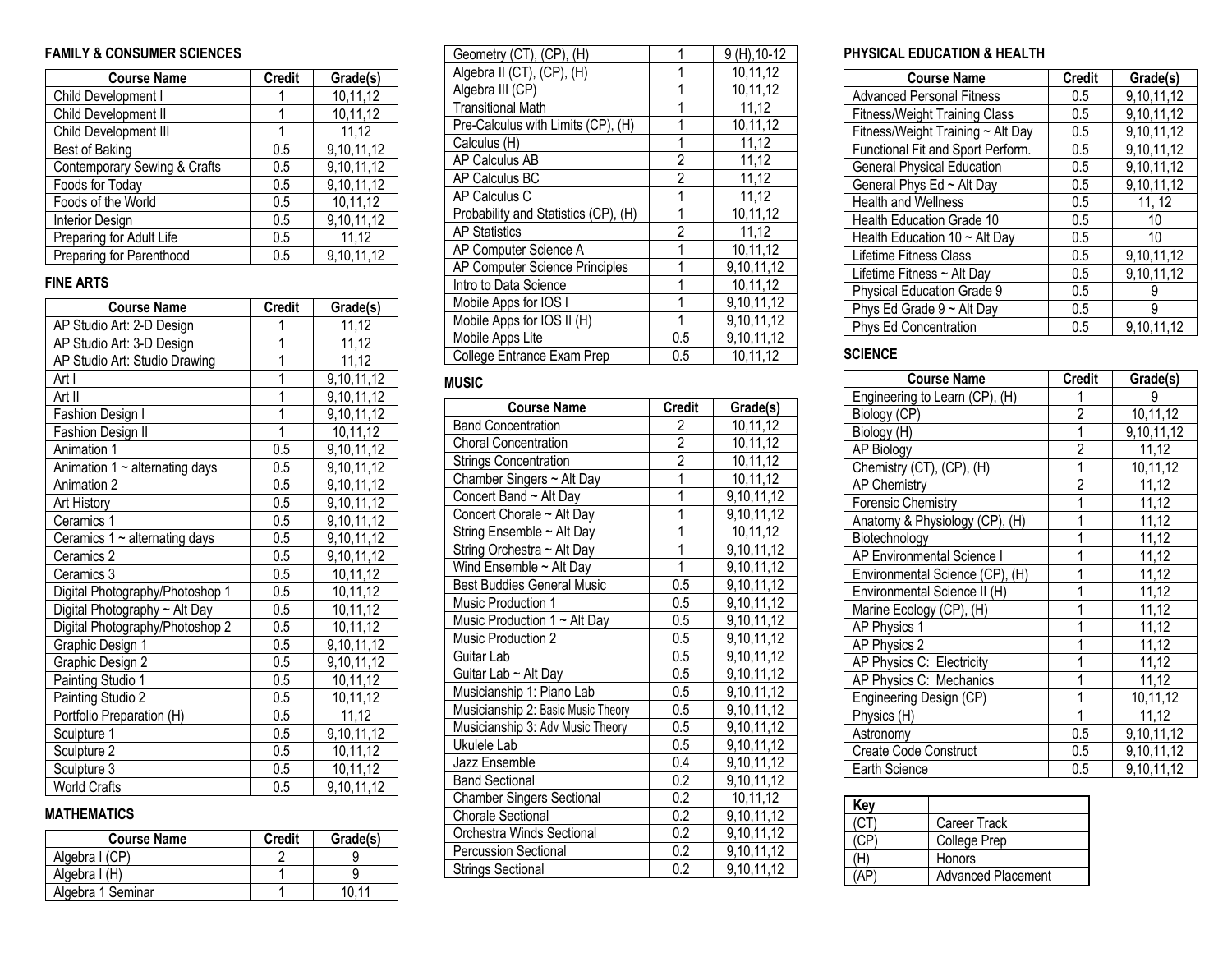### FAMILY & CONSUMER SCIENCES

| Course Name | Credit | Grade(s) |
|---|---|---|
| Child Development I | 1 | 10,11,12 |
| Child Development II | 1 | 10,11,12 |
| Child Development III | 1 | 11,12 |
| Best of Baking | 0.5 | 9,10,11,12 |
| Contemporary Sewing & Crafts | 0.5 | 9,10,11,12 |
| Foods for Today | 0.5 | 9,10,11,12 |
| Foods of the World | 0.5 | 10,11,12 |
| Interior Design | 0.5 | 9,10,11,12 |
| Preparing for Adult Life | 0.5 | 11,12 |
| Preparing for Parenthood | 0.5 | 9,10,11,12 |

### FINE ARTS

| Course Name | Credit | Grade(s) |
|---|---|---|
| AP Studio Art: 2-D Design | 1 | 11,12 |
| AP Studio Art: 3-D Design | 1 | 11,12 |
| AP Studio Art: Studio Drawing | 1 | 11,12 |
| Art I | 1 | 9,10,11,12 |
| Art II | 1 | 9,10,11,12 |
| Fashion Design I | 1 | 9,10,11,12 |
| Fashion Design II | 1 | 10,11,12 |
| Animation 1 | 0.5 | 9,10,11,12 |
| Animation 1 ~ alternating days | 0.5 | 9,10,11,12 |
| Animation 2 | 0.5 | 9,10,11,12 |
| Art History | 0.5 | 9,10,11,12 |
| Ceramics 1 | 0.5 | 9,10,11,12 |
| Ceramics 1 ~ alternating days | 0.5 | 9,10,11,12 |
| Ceramics 2 | 0.5 | 9,10,11,12 |
| Ceramics 3 | 0.5 | 10,11,12 |
| Digital Photography/Photoshop 1 | 0.5 | 10,11,12 |
| Digital Photography ~ Alt Day | 0.5 | 10,11,12 |
| Digital Photography/Photoshop 2 | 0.5 | 10,11,12 |
| Graphic Design 1 | 0.5 | 9,10,11,12 |
| Graphic Design 2 | 0.5 | 9,10,11,12 |
| Painting Studio 1 | 0.5 | 10,11,12 |
| Painting Studio 2 | 0.5 | 10,11,12 |
| Portfolio Preparation (H) | 0.5 | 11,12 |
| Sculpture 1 | 0.5 | 9,10,11,12 |
| Sculpture 2 | 0.5 | 10,11,12 |
| Sculpture 3 | 0.5 | 10,11,12 |
| World Crafts | 0.5 | 9,10,11,12 |

### MATHEMATICS

| Course Name | Credit | Grade(s) |
|---|---|---|
| Algebra I (CP) | 2 | 9 |
| Algebra I (H) | 1 | 9 |
| Algebra 1 Seminar | 1 | 10,11 |
| Geometry (CT), (CP), (H) | 1 | 9 (H),10-12 |
| Algebra II (CT), (CP), (H) | 1 | 10,11,12 |
| Algebra III (CP) | 1 | 10,11,12 |
| Transitional Math | 1 | 11,12 |
| Pre-Calculus with Limits (CP), (H) | 1 | 10,11,12 |
| Calculus (H) | 1 | 11,12 |
| AP Calculus AB | 2 | 11,12 |
| AP Calculus BC | 2 | 11,12 |
| AP Calculus C | 1 | 11,12 |
| Probability and Statistics (CP), (H) | 1 | 10,11,12 |
| AP Statistics | 2 | 11,12 |
| AP Computer Science A | 1 | 10,11,12 |
| AP Computer Science Principles | 1 | 9,10,11,12 |
| Intro to Data Science | 1 | 10,11,12 |
| Mobile Apps for IOS I | 1 | 9,10,11,12 |
| Mobile Apps for IOS II (H) | 1 | 9,10,11,12 |
| Mobile Apps Lite | 0.5 | 9,10,11,12 |
| College Entrance Exam Prep | 0.5 | 10,11,12 |

### MUSIC

| Course Name | Credit | Grade(s) |
|---|---|---|
| Band Concentration | 2 | 10,11,12 |
| Choral Concentration | 2 | 10,11,12 |
| Strings Concentration | 2 | 10,11,12 |
| Chamber Singers ~ Alt Day | 1 | 10,11,12 |
| Concert Band ~ Alt Day | 1 | 9,10,11,12 |
| Concert Chorale ~ Alt Day | 1 | 9,10,11,12 |
| String Ensemble ~ Alt Day | 1 | 10,11,12 |
| String Orchestra ~ Alt Day | 1 | 9,10,11,12 |
| Wind Ensemble ~ Alt Day | 1 | 9,10,11,12 |
| Best Buddies General Music | 0.5 | 9,10,11,12 |
| Music Production 1 | 0.5 | 9,10,11,12 |
| Music Production 1 ~ Alt Day | 0.5 | 9,10,11,12 |
| Music Production 2 | 0.5 | 9,10,11,12 |
| Guitar Lab | 0.5 | 9,10,11,12 |
| Guitar Lab ~ Alt Day | 0.5 | 9,10,11,12 |
| Musicianship 1: Piano Lab | 0.5 | 9,10,11,12 |
| Musicianship 2: Basic Music Theory | 0.5 | 9,10,11,12 |
| Musicianship 3: Adv Music Theory | 0.5 | 9,10,11,12 |
| Ukulele Lab | 0.5 | 9,10,11,12 |
| Jazz Ensemble | 0.4 | 9,10,11,12 |
| Band Sectional | 0.2 | 9,10,11,12 |
| Chamber Singers Sectional | 0.2 | 10,11,12 |
| Chorale Sectional | 0.2 | 9,10,11,12 |
| Orchestra Winds Sectional | 0.2 | 9,10,11,12 |
| Percussion Sectional | 0.2 | 9,10,11,12 |
| Strings Sectional | 0.2 | 9,10,11,12 |

### PHYSICAL EDUCATION & HEALTH

| Course Name | Credit | Grade(s) |
|---|---|---|
| Advanced Personal Fitness | 0.5 | 9,10,11,12 |
| Fitness/Weight Training Class | 0.5 | 9,10,11,12 |
| Fitness/Weight Training ~ Alt Day | 0.5 | 9,10,11,12 |
| Functional Fit and Sport Perform. | 0.5 | 9,10,11,12 |
| General Physical Education | 0.5 | 9,10,11,12 |
| General Phys Ed ~ Alt Day | 0.5 | 9,10,11,12 |
| Health and Wellness | 0.5 | 11, 12 |
| Health Education Grade 10 | 0.5 | 10 |
| Health Education 10 ~ Alt Day | 0.5 | 10 |
| Lifetime Fitness Class | 0.5 | 9,10,11,12 |
| Lifetime Fitness ~ Alt Day | 0.5 | 9,10,11,12 |
| Physical Education Grade 9 | 0.5 | 9 |
| Phys Ed Grade 9 ~ Alt Day | 0.5 | 9 |
| Phys Ed Concentration | 0.5 | 9,10,11,12 |

### SCIENCE

| Course Name | Credit | Grade(s) |
|---|---|---|
| Engineering to Learn (CP), (H) | 1 | 9 |
| Biology (CP) | 2 | 10,11,12 |
| Biology (H) | 1 | 9,10,11,12 |
| AP Biology | 2 | 11,12 |
| Chemistry (CT), (CP), (H) | 1 | 10,11,12 |
| AP Chemistry | 2 | 11,12 |
| Forensic Chemistry | 1 | 11,12 |
| Anatomy & Physiology (CP), (H) | 1 | 11,12 |
| Biotechnology | 1 | 11,12 |
| AP Environmental Science I | 1 | 11,12 |
| Environmental Science (CP), (H) | 1 | 11,12 |
| Environmental Science II (H) | 1 | 11,12 |
| Marine Ecology (CP), (H) | 1 | 11,12 |
| AP Physics 1 | 1 | 11,12 |
| AP Physics 2 | 1 | 11,12 |
| AP Physics C: Electricity | 1 | 11,12 |
| AP Physics C: Mechanics | 1 | 11,12 |
| Engineering Design (CP) | 1 | 10,11,12 |
| Physics (H) | 1 | 11,12 |
| Astronomy | 0.5 | 9,10,11,12 |
| Create Code Construct | 0.5 | 9,10,11,12 |
| Earth Science | 0.5 | 9,10,11,12 |

| Key | |
|---|---|
| (CT) | Career Track |
| (CP) | College Prep |
| (H) | Honors |
| (AP) | Advanced Placement |